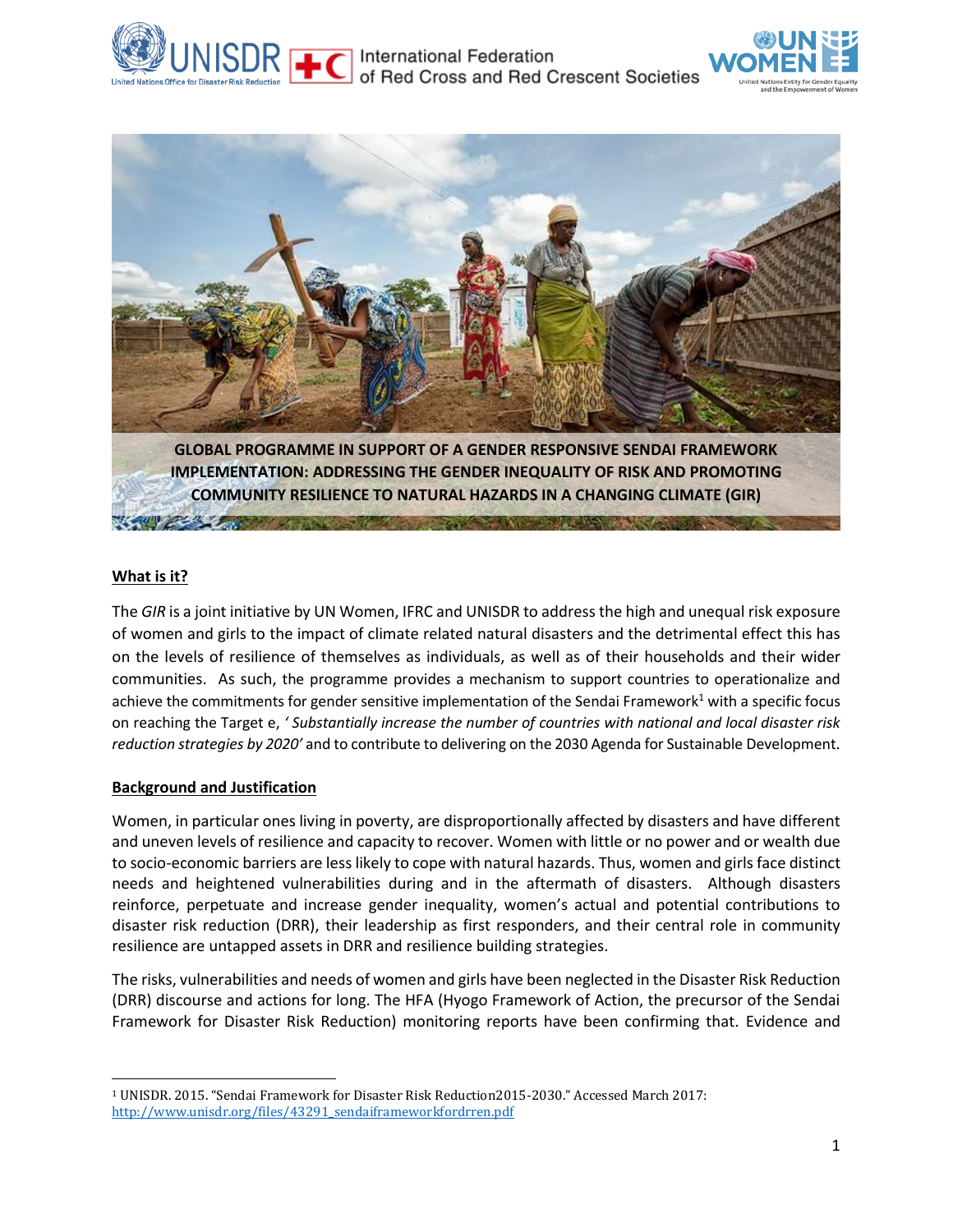# GLOBAL PROGRAMME IN SUPPORT OF A GENDER RESPONSIVE SENDAI FRAMEWORK IMPLEMENTATION: ADDRESSING THE GENDER INEQUALITY OF RISK AND PROMOTING COMMUNITY RESILIENCE TO NATURAL HAZARDS IN A CHANGING CLIMATE (GIR)

## What is it?

The *GIR* is a joint initiative by UN Women, IFRC and UNISDR to address the high and unequal risk exposure of women and girls to the impact of climate related natural disasters and the detrimental effect this has on the levels of resilience of themselves as individuals, as well as of their households and their wider communities. As such, the programme provides a mechanism to support countries to operationalize and achieve the commitments for gender sensitive implementation of the Sendai Framework[1] with a specific focus on reaching the Target e, *' Substantially increase the number of countries with national and local disaster risk reduction strategies by 2020'* and to contribute to delivering on the 2030 Agenda for Sustainable Development.

## Background and Justification

Women, in particular ones living in poverty, are disproportionally affected by disasters and have different and uneven levels of resilience and capacity to recover. Women with little or no power and or wealth due to socio-economic barriers are less likely to cope with natural hazards. Thus, women and girls face distinct needs and heightened vulnerabilities during and in the aftermath of disasters. Although disasters reinforce, perpetuate and increase gender inequality, women's actual and potential contributions to disaster risk reduction (DRR), their leadership as first responders, and their central role in community resilience are untapped assets in DRR and resilience building strategies.

The risks, vulnerabilities and needs of women and girls have been neglected in the Disaster Risk Reduction (DRR) discourse and actions for long. The HFA (Hyogo Framework of Action, the precursor of the Sendai Framework for Disaster Risk Reduction) monitoring reports have been confirming that. Evidence and

---

[1] UNISDR. 2015. "Sendai Framework for Disaster Risk Reduction2015-2030." Accessed March 2017: http://www.unisdr.org/files/43291_sendaiframeworkfordrren.pdf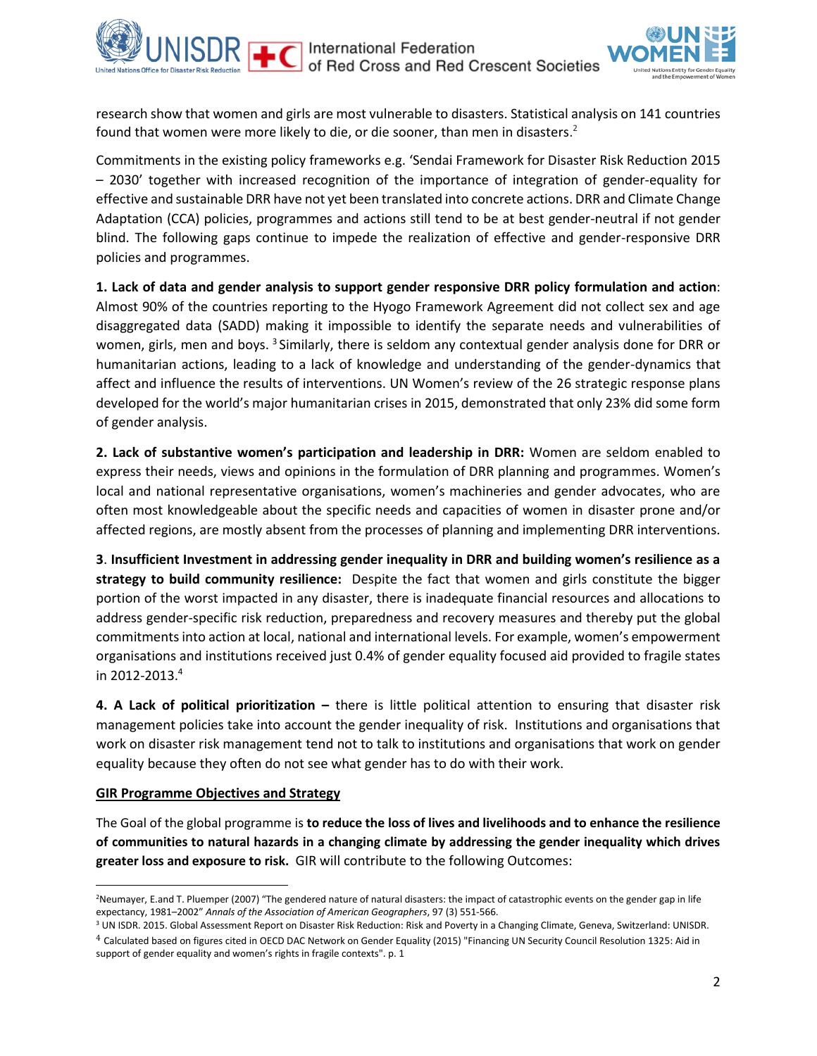research show that women and girls are most vulnerable to disasters. Statistical analysis on 141 countries found that women were more likely to die, or die sooner, than men in disasters.[2]

Commitments in the existing policy frameworks e.g. 'Sendai Framework for Disaster Risk Reduction 2015 – 2030' together with increased recognition of the importance of integration of gender-equality for effective and sustainable DRR have not yet been translated into concrete actions. DRR and Climate Change Adaptation (CCA) policies, programmes and actions still tend to be at best gender-neutral if not gender blind. The following gaps continue to impede the realization of effective and gender-responsive DRR policies and programmes.

**1. Lack of data and gender analysis to support gender responsive DRR policy formulation and action**: Almost 90% of the countries reporting to the Hyogo Framework Agreement did not collect sex and age disaggregated data (SADD) making it impossible to identify the separate needs and vulnerabilities of women, girls, men and boys. [3] Similarly, there is seldom any contextual gender analysis done for DRR or humanitarian actions, leading to a lack of knowledge and understanding of the gender-dynamics that affect and influence the results of interventions. UN Women's review of the 26 strategic response plans developed for the world's major humanitarian crises in 2015, demonstrated that only 23% did some form of gender analysis.

**2. Lack of substantive women's participation and leadership in DRR:** Women are seldom enabled to express their needs, views and opinions in the formulation of DRR planning and programmes. Women's local and national representative organisations, women's machineries and gender advocates, who are often most knowledgeable about the specific needs and capacities of women in disaster prone and/or affected regions, are mostly absent from the processes of planning and implementing DRR interventions.

**3. Insufficient Investment in addressing gender inequality in DRR and building women's resilience as a strategy to build community resilience:** Despite the fact that women and girls constitute the bigger portion of the worst impacted in any disaster, there is inadequate financial resources and allocations to address gender-specific risk reduction, preparedness and recovery measures and thereby put the global commitments into action at local, national and international levels. For example, women's empowerment organisations and institutions received just 0.4% of gender equality focused aid provided to fragile states in 2012-2013.[4]

**4. A Lack of political prioritization –** there is little political attention to ensuring that disaster risk management policies take into account the gender inequality of risk. Institutions and organisations that work on disaster risk management tend not to talk to institutions and organisations that work on gender equality because they often do not see what gender has to do with their work.

## GIR Programme Objectives and Strategy

The Goal of the global programme is **to reduce the loss of lives and livelihoods and to enhance the resilience of communities to natural hazards in a changing climate by addressing the gender inequality which drives greater loss and exposure to risk.** GIR will contribute to the following Outcomes:

---

[2] Neumayer, E.and T. Pluemper (2007) "The gendered nature of natural disasters: the impact of catastrophic events on the gender gap in life expectancy, 1981–2002" *Annals of the Association of American Geographers*, 97 (3) 551-566.

[3] UN ISDR. 2015. Global Assessment Report on Disaster Risk Reduction: Risk and Poverty in a Changing Climate, Geneva, Switzerland: UNISDR.

[4] Calculated based on figures cited in OECD DAC Network on Gender Equality (2015) "Financing UN Security Council Resolution 1325: Aid in support of gender equality and women's rights in fragile contexts". p. 1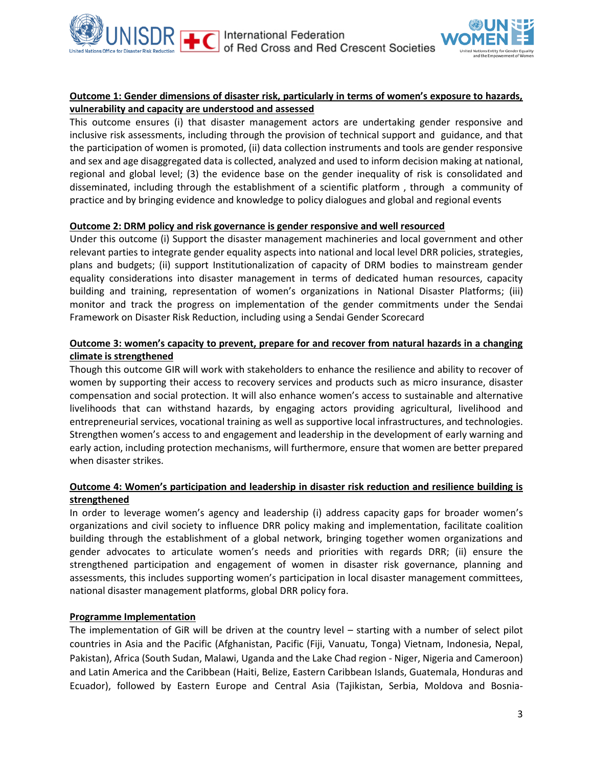**Outcome 1: Gender dimensions of disaster risk, particularly in terms of women's exposure to hazards, vulnerability and capacity are understood and assessed**

This outcome ensures (i) that disaster management actors are undertaking gender responsive and inclusive risk assessments, including through the provision of technical support and guidance, and that the participation of women is promoted, (ii) data collection instruments and tools are gender responsive and sex and age disaggregated data is collected, analyzed and used to inform decision making at national, regional and global level; (3) the evidence base on the gender inequality of risk is consolidated and disseminated, including through the establishment of a scientific platform , through a community of practice and by bringing evidence and knowledge to policy dialogues and global and regional events

**Outcome 2: DRM policy and risk governance is gender responsive and well resourced**

Under this outcome (i) Support the disaster management machineries and local government and other relevant parties to integrate gender equality aspects into national and local level DRR policies, strategies, plans and budgets; (ii) support Institutionalization of capacity of DRM bodies to mainstream gender equality considerations into disaster management in terms of dedicated human resources, capacity building and training, representation of women's organizations in National Disaster Platforms; (iii) monitor and track the progress on implementation of the gender commitments under the Sendai Framework on Disaster Risk Reduction, including using a Sendai Gender Scorecard

**Outcome 3: women's capacity to prevent, prepare for and recover from natural hazards in a changing climate is strengthened**

Though this outcome GIR will work with stakeholders to enhance the resilience and ability to recover of women by supporting their access to recovery services and products such as micro insurance, disaster compensation and social protection. It will also enhance women's access to sustainable and alternative livelihoods that can withstand hazards, by engaging actors providing agricultural, livelihood and entrepreneurial services, vocational training as well as supportive local infrastructures, and technologies. Strengthen women's access to and engagement and leadership in the development of early warning and early action, including protection mechanisms, will furthermore, ensure that women are better prepared when disaster strikes.

**Outcome 4: Women's participation and leadership in disaster risk reduction and resilience building is strengthened**

In order to leverage women's agency and leadership (i) address capacity gaps for broader women's organizations and civil society to influence DRR policy making and implementation, facilitate coalition building through the establishment of a global network, bringing together women organizations and gender advocates to articulate women's needs and priorities with regards DRR; (ii) ensure the strengthened participation and engagement of women in disaster risk governance, planning and assessments, this includes supporting women's participation in local disaster management committees, national disaster management platforms, global DRR policy fora.

**Programme Implementation**

The implementation of GiR will be driven at the country level – starting with a number of select pilot countries in Asia and the Pacific (Afghanistan, Pacific (Fiji, Vanuatu, Tonga) Vietnam, Indonesia, Nepal, Pakistan), Africa (South Sudan, Malawi, Uganda and the Lake Chad region - Niger, Nigeria and Cameroon) and Latin America and the Caribbean (Haiti, Belize, Eastern Caribbean Islands, Guatemala, Honduras and Ecuador), followed by Eastern Europe and Central Asia (Tajikistan, Serbia, Moldova and Bosnia-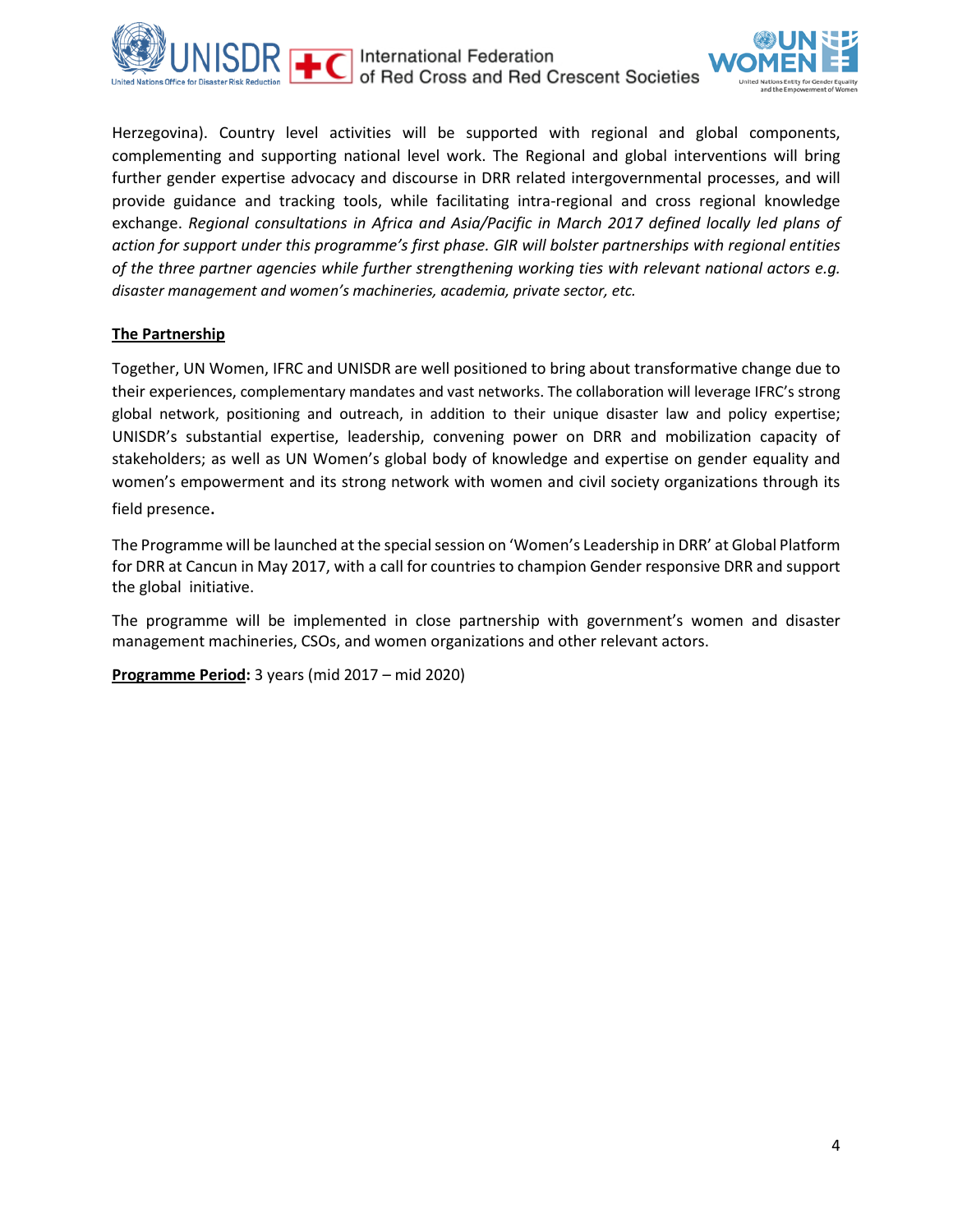Herzegovina). Country level activities will be supported with regional and global components, complementing and supporting national level work. The Regional and global interventions will bring further gender expertise advocacy and discourse in DRR related intergovernmental processes, and will provide guidance and tracking tools, while facilitating intra-regional and cross regional knowledge exchange. *Regional consultations in Africa and Asia/Pacific in March 2017 defined locally led plans of action for support under this programme's first phase. GIR will bolster partnerships with regional entities of the three partner agencies while further strengthening working ties with relevant national actors e.g. disaster management and women's machineries, academia, private sector, etc.*

**The Partnership**

Together, UN Women, IFRC and UNISDR are well positioned to bring about transformative change due to their experiences, complementary mandates and vast networks. The collaboration will leverage IFRC's strong global network, positioning and outreach, in addition to their unique disaster law and policy expertise; UNISDR's substantial expertise, leadership, convening power on DRR and mobilization capacity of stakeholders; as well as UN Women's global body of knowledge and expertise on gender equality and women's empowerment and its strong network with women and civil society organizations through its field presence.

The Programme will be launched at the special session on 'Women's Leadership in DRR' at Global Platform for DRR at Cancun in May 2017, with a call for countries to champion Gender responsive DRR and support the global initiative.

The programme will be implemented in close partnership with government's women and disaster management machineries, CSOs, and women organizations and other relevant actors.

**Programme Period:** 3 years (mid 2017 – mid 2020)